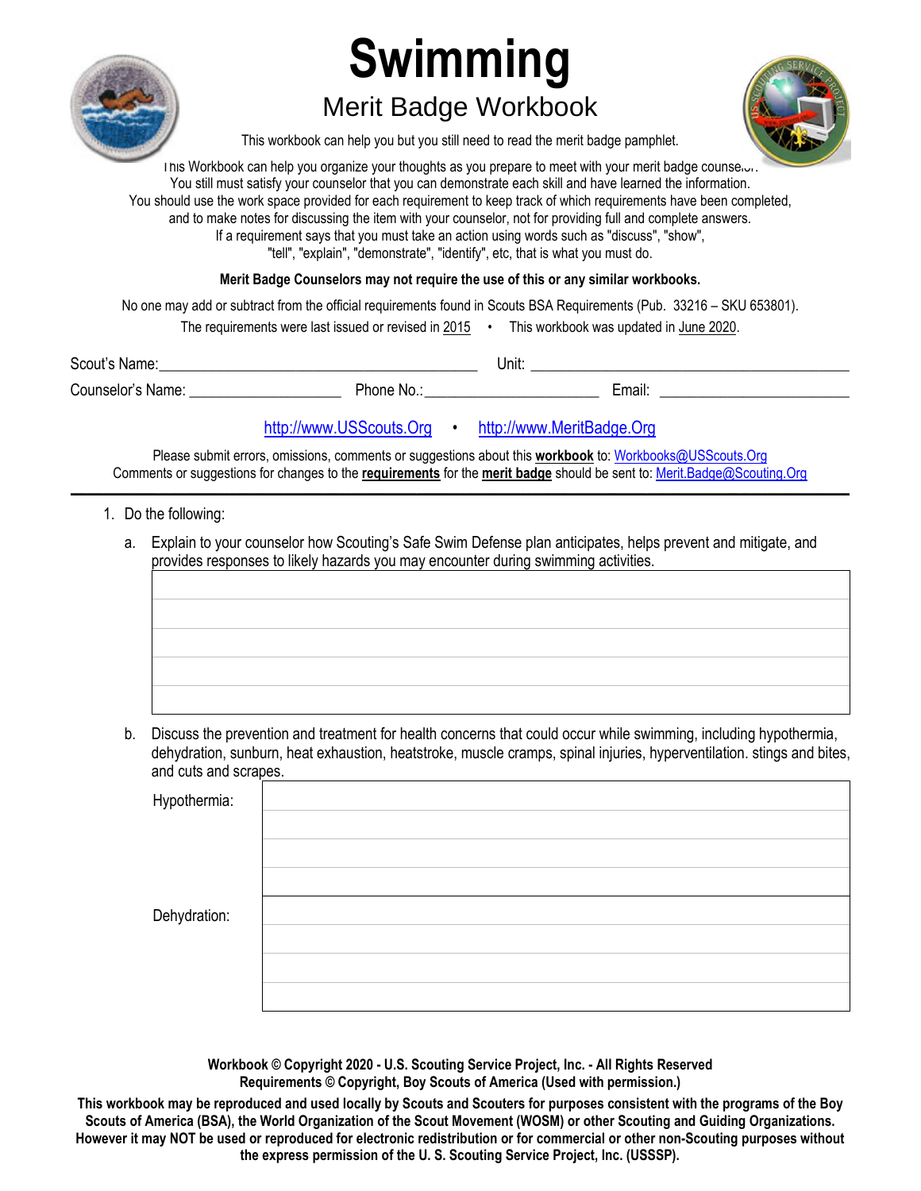# Swimming

## Merit Badge Workbook

This workbook can help you but you still need to read the merit badge pamphlet.

This Workbook can help you organize your thoughts as you prepare to meet with your merit badge counselor. You still must satisfy your counselor that you can demonstrate each skill and have learned the information. You should use the work space provided for each requirement to keep track of which requirements have been completed, and to make notes for discussing the item with your counselor, not for providing full and complete answers. If a requirement says that you must take an action using words such as "discuss", "show", "tell", "explain", "demonstrate", "identify", etc, that is what you must do.

**Merit Badge Counselors may not require the use of this or any similar workbooks.**

No one may add or subtract from the official requirements found in Scouts BSA Requirements (Pub. 33216 – SKU 653801).

The requirements were last issued or revised in 2015 • This workbook was updated in June 2020.

Scout's Name: ________________________ Unit: ________________________

Counselor's Name: ____________ Phone No.: ______________ Email: ______________

http://www.USScouts.Org • http://www.MeritBadge.Org

Please submit errors, omissions, comments or suggestions about this **workbook** to: Workbooks@USScouts.Org
Comments or suggestions for changes to the **requirements** for the **merit badge** should be sent to: Merit.Badge@Scouting.Org

---

1. Do the following:

   a. Explain to your counselor how Scouting's Safe Swim Defense plan anticipates, helps prevent and mitigate, and provides responses to likely hazards you may encounter during swimming activities.

   b. Discuss the prevention and treatment for health concerns that could occur while swimming, including hypothermia, dehydration, sunburn, heat exhaustion, heatstroke, muscle cramps, spinal injuries, hyperventilation. stings and bites, and cuts and scrapes.

| | |
|---|---|
| Hypothermia: | |
| Dehydration: | |

**Workbook © Copyright 2020 - U.S. Scouting Service Project, Inc. - All Rights Reserved**
**Requirements © Copyright, Boy Scouts of America (Used with permission.)**

**This workbook may be reproduced and used locally by Scouts and Scouters for purposes consistent with the programs of the Boy Scouts of America (BSA), the World Organization of the Scout Movement (WOSM) or other Scouting and Guiding Organizations. However it may NOT be used or reproduced for electronic redistribution or for commercial or other non-Scouting purposes without the express permission of the U. S. Scouting Service Project, Inc. (USSSP).**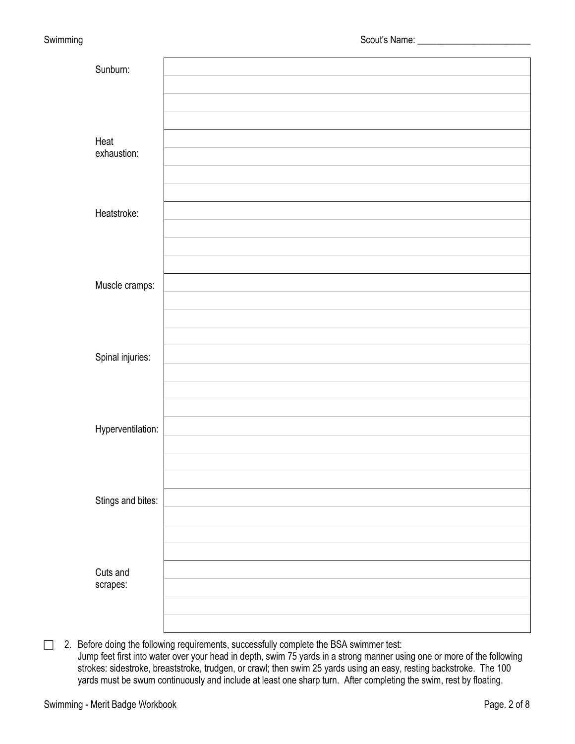Scout's Name: ________________________

| | |
|---|---|
| Sunburn: | |
| Heat exhaustion: | |
| Heatstroke: | |
| Muscle cramps: | |
| Spinal injuries: | |
| Hyperventilation: | |
| Stings and bites: | |
| Cuts and scrapes: | |

☐ 2. Before doing the following requirements, successfully complete the BSA swimmer test: Jump feet first into water over your head in depth, swim 75 yards in a strong manner using one or more of the following strokes: sidestroke, breaststroke, trudgen, or crawl; then swim 25 yards using an easy, resting backstroke. The 100 yards must be swum continuously and include at least one sharp turn. After completing the swim, rest by floating.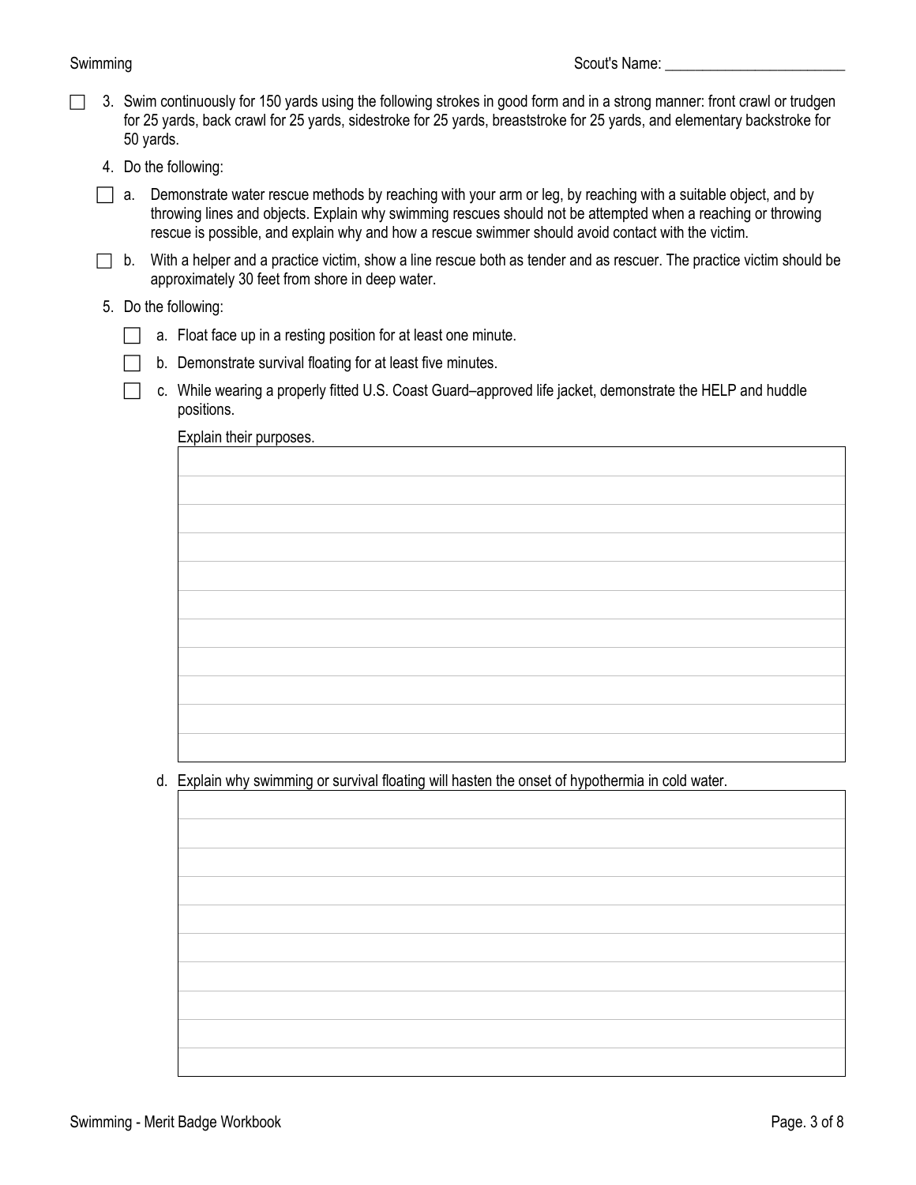- [ ] 3. Swim continuously for 150 yards using the following strokes in good form and in a strong manner: front crawl or trudgen for 25 yards, back crawl for 25 yards, sidestroke for 25 yards, breaststroke for 25 yards, and elementary backstroke for 50 yards.

4. Do the following:

- [ ] a. Demonstrate water rescue methods by reaching with your arm or leg, by reaching with a suitable object, and by throwing lines and objects. Explain why swimming rescues should not be attempted when a reaching or throwing rescue is possible, and explain why and how a rescue swimmer should avoid contact with the victim.
- [ ] b. With a helper and a practice victim, show a line rescue both as tender and as rescuer. The practice victim should be approximately 30 feet from shore in deep water.

5. Do the following:

- [ ] a. Float face up in a resting position for at least one minute.
- [ ] b. Demonstrate survival floating for at least five minutes.
- [ ] c. While wearing a properly fitted U.S. Coast Guard–approved life jacket, demonstrate the HELP and huddle positions.

Explain their purposes.

d. Explain why swimming or survival floating will hasten the onset of hypothermia in cold water.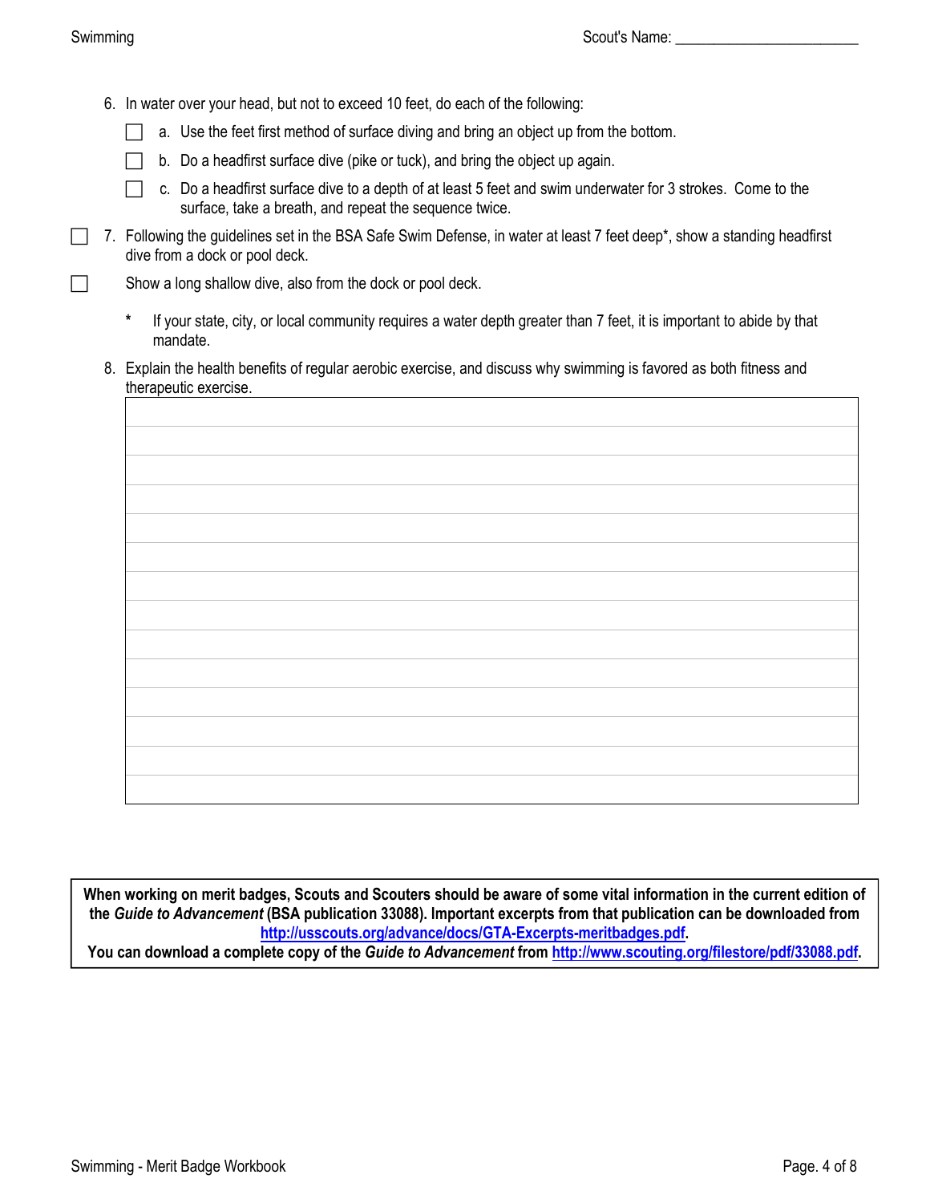6. In water over your head, but not to exceed 10 feet, do each of the following:
   - [ ] a. Use the feet first method of surface diving and bring an object up from the bottom.
   - [ ] b. Do a headfirst surface dive (pike or tuck), and bring the object up again.
   - [ ] c. Do a headfirst surface dive to a depth of at least 5 feet and swim underwater for 3 strokes. Come to the surface, take a breath, and repeat the sequence twice.

- [ ] 7. Following the guidelines set in the BSA Safe Swim Defense, in water at least 7 feet deep*, show a standing headfirst dive from a dock or pool deck.
- [ ] Show a long shallow dive, also from the dock or pool deck.

   \* If your state, city, or local community requires a water depth greater than 7 feet, it is important to abide by that mandate.

8. Explain the health benefits of regular aerobic exercise, and discuss why swimming is favored as both fitness and therapeutic exercise.

| |
|---|
| |
| |
| |
| |
| |
| |
| |
| |
| |
| |
| |
| |
| |

**When working on merit badges, Scouts and Scouters should be aware of some vital information in the current edition of the *Guide to Advancement* (BSA publication 33088). Important excerpts from that publication can be downloaded from [http://usscouts.org/advance/docs/GTA-Excerpts-meritbadges.pdf](http://usscouts.org/advance/docs/GTA-Excerpts-meritbadges.pdf).**
**You can download a complete copy of the *Guide to Advancement* from [http://www.scouting.org/filestore/pdf/33088.pdf](http://www.scouting.org/filestore/pdf/33088.pdf).**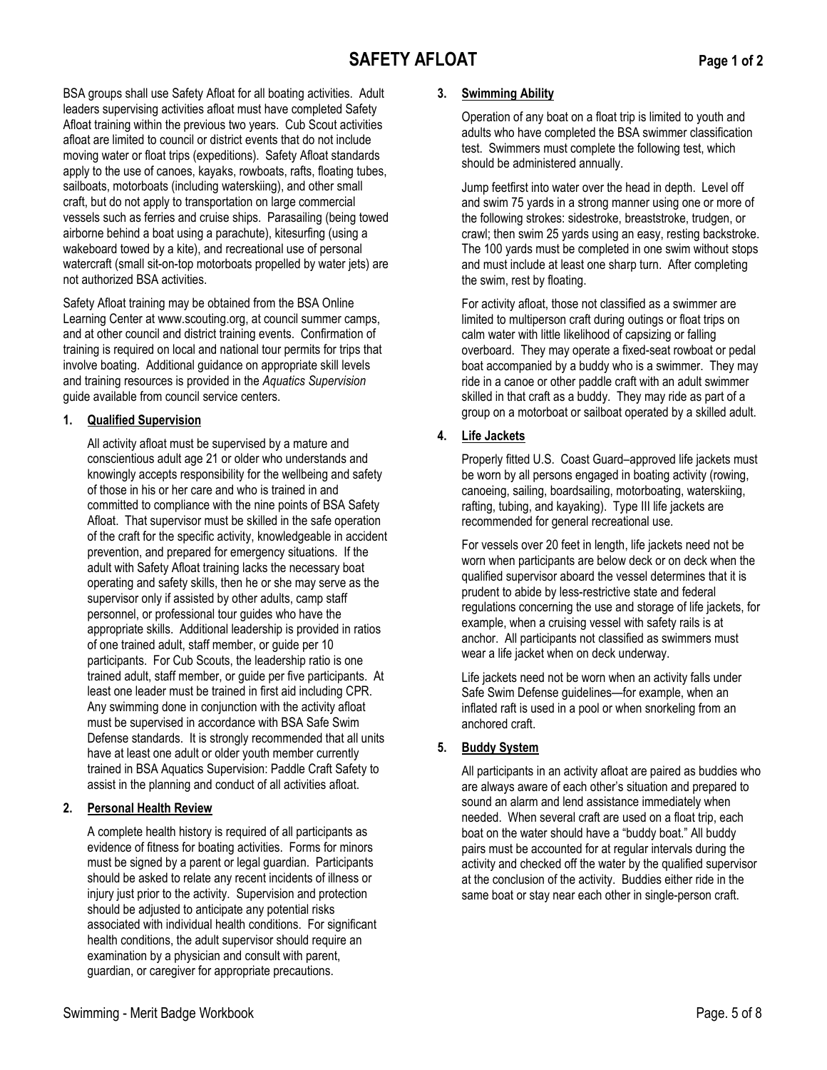# SAFETY AFLOAT

BSA groups shall use Safety Afloat for all boating activities. Adult leaders supervising activities afloat must have completed Safety Afloat training within the previous two years. Cub Scout activities afloat are limited to council or district events that do not include moving water or float trips (expeditions). Safety Afloat standards apply to the use of canoes, kayaks, rowboats, rafts, floating tubes, sailboats, motorboats (including waterskiing), and other small craft, but do not apply to transportation on large commercial vessels such as ferries and cruise ships. Parasailing (being towed airborne behind a boat using a parachute), kitesurfing (using a wakeboard towed by a kite), and recreational use of personal watercraft (small sit-on-top motorboats propelled by water jets) are not authorized BSA activities.

Safety Afloat training may be obtained from the BSA Online Learning Center at www.scouting.org, at council summer camps, and at other council and district training events. Confirmation of training is required on local and national tour permits for trips that involve boating. Additional guidance on appropriate skill levels and training resources is provided in the *Aquatics Supervision* guide available from council service centers.

## 1. Qualified Supervision

All activity afloat must be supervised by a mature and conscientious adult age 21 or older who understands and knowingly accepts responsibility for the wellbeing and safety of those in his or her care and who is trained in and committed to compliance with the nine points of BSA Safety Afloat. That supervisor must be skilled in the safe operation of the craft for the specific activity, knowledgeable in accident prevention, and prepared for emergency situations. If the adult with Safety Afloat training lacks the necessary boat operating and safety skills, then he or she may serve as the supervisor only if assisted by other adults, camp staff personnel, or professional tour guides who have the appropriate skills. Additional leadership is provided in ratios of one trained adult, staff member, or guide per 10 participants. For Cub Scouts, the leadership ratio is one trained adult, staff member, or guide per five participants. At least one leader must be trained in first aid including CPR. Any swimming done in conjunction with the activity afloat must be supervised in accordance with BSA Safe Swim Defense standards. It is strongly recommended that all units have at least one adult or older youth member currently trained in BSA Aquatics Supervision: Paddle Craft Safety to assist in the planning and conduct of all activities afloat.

## 2. Personal Health Review

A complete health history is required of all participants as evidence of fitness for boating activities. Forms for minors must be signed by a parent or legal guardian. Participants should be asked to relate any recent incidents of illness or injury just prior to the activity. Supervision and protection should be adjusted to anticipate any potential risks associated with individual health conditions. For significant health conditions, the adult supervisor should require an examination by a physician and consult with parent, guardian, or caregiver for appropriate precautions.

## 3. Swimming Ability

Operation of any boat on a float trip is limited to youth and adults who have completed the BSA swimmer classification test. Swimmers must complete the following test, which should be administered annually.

Jump feetfirst into water over the head in depth. Level off and swim 75 yards in a strong manner using one or more of the following strokes: sidestroke, breaststroke, trudgen, or crawl; then swim 25 yards using an easy, resting backstroke. The 100 yards must be completed in one swim without stops and must include at least one sharp turn. After completing the swim, rest by floating.

For activity afloat, those not classified as a swimmer are limited to multiperson craft during outings or float trips on calm water with little likelihood of capsizing or falling overboard. They may operate a fixed-seat rowboat or pedal boat accompanied by a buddy who is a swimmer. They may ride in a canoe or other paddle craft with an adult swimmer skilled in that craft as a buddy. They may ride as part of a group on a motorboat or sailboat operated by a skilled adult.

## 4. Life Jackets

Properly fitted U.S. Coast Guard–approved life jackets must be worn by all persons engaged in boating activity (rowing, canoeing, sailing, boardsailing, motorboating, waterskiing, rafting, tubing, and kayaking). Type III life jackets are recommended for general recreational use.

For vessels over 20 feet in length, life jackets need not be worn when participants are below deck or on deck when the qualified supervisor aboard the vessel determines that it is prudent to abide by less-restrictive state and federal regulations concerning the use and storage of life jackets, for example, when a cruising vessel with safety rails is at anchor. All participants not classified as swimmers must wear a life jacket when on deck underway.

Life jackets need not be worn when an activity falls under Safe Swim Defense guidelines—for example, when an inflated raft is used in a pool or when snorkeling from an anchored craft.

## 5. Buddy System

All participants in an activity afloat are paired as buddies who are always aware of each other's situation and prepared to sound an alarm and lend assistance immediately when needed. When several craft are used on a float trip, each boat on the water should have a "buddy boat." All buddy pairs must be accounted for at regular intervals during the activity and checked off the water by the qualified supervisor at the conclusion of the activity. Buddies either ride in the same boat or stay near each other in single-person craft.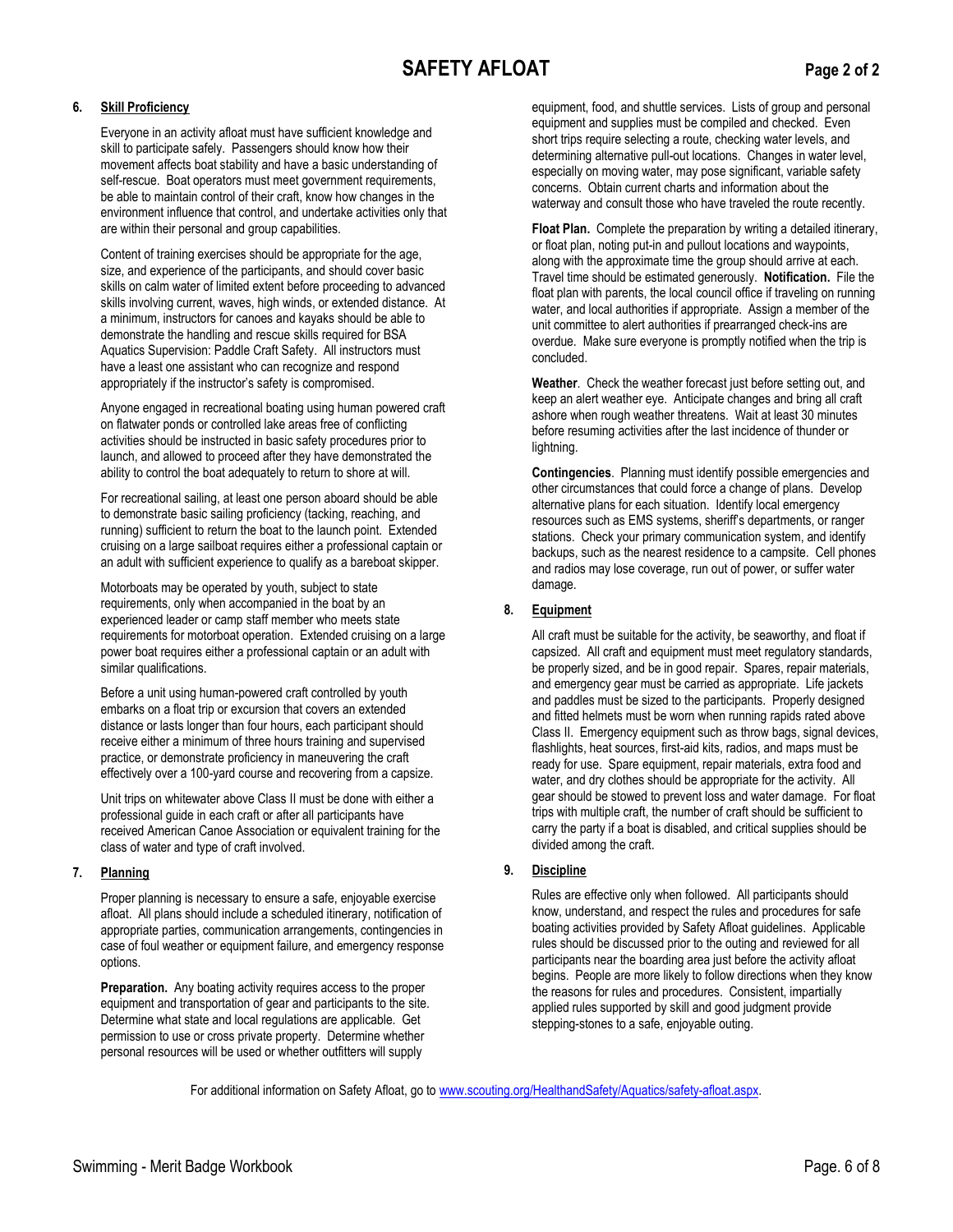# SAFETY AFLOAT

**6. Skill Proficiency**

Everyone in an activity afloat must have sufficient knowledge and skill to participate safely. Passengers should know how their movement affects boat stability and have a basic understanding of self-rescue. Boat operators must meet government requirements, be able to maintain control of their craft, know how changes in the environment influence that control, and undertake activities only that are within their personal and group capabilities.

Content of training exercises should be appropriate for the age, size, and experience of the participants, and should cover basic skills on calm water of limited extent before proceeding to advanced skills involving current, waves, high winds, or extended distance. At a minimum, instructors for canoes and kayaks should be able to demonstrate the handling and rescue skills required for BSA Aquatics Supervision: Paddle Craft Safety. All instructors must have a least one assistant who can recognize and respond appropriately if the instructor's safety is compromised.

Anyone engaged in recreational boating using human powered craft on flatwater ponds or controlled lake areas free of conflicting activities should be instructed in basic safety procedures prior to launch, and allowed to proceed after they have demonstrated the ability to control the boat adequately to return to shore at will.

For recreational sailing, at least one person aboard should be able to demonstrate basic sailing proficiency (tacking, reaching, and running) sufficient to return the boat to the launch point. Extended cruising on a large sailboat requires either a professional captain or an adult with sufficient experience to qualify as a bareboat skipper.

Motorboats may be operated by youth, subject to state requirements, only when accompanied in the boat by an experienced leader or camp staff member who meets state requirements for motorboat operation. Extended cruising on a large power boat requires either a professional captain or an adult with similar qualifications.

Before a unit using human-powered craft controlled by youth embarks on a float trip or excursion that covers an extended distance or lasts longer than four hours, each participant should receive either a minimum of three hours training and supervised practice, or demonstrate proficiency in maneuvering the craft effectively over a 100-yard course and recovering from a capsize.

Unit trips on whitewater above Class II must be done with either a professional guide in each craft or after all participants have received American Canoe Association or equivalent training for the class of water and type of craft involved.

**7. Planning**

Proper planning is necessary to ensure a safe, enjoyable exercise afloat. All plans should include a scheduled itinerary, notification of appropriate parties, communication arrangements, contingencies in case of foul weather or equipment failure, and emergency response options.

**Preparation.** Any boating activity requires access to the proper equipment and transportation of gear and participants to the site. Determine what state and local regulations are applicable. Get permission to use or cross private property. Determine whether personal resources will be used or whether outfitters will supply equipment, food, and shuttle services. Lists of group and personal equipment and supplies must be compiled and checked. Even short trips require selecting a route, checking water levels, and determining alternative pull-out locations. Changes in water level, especially on moving water, may pose significant, variable safety concerns. Obtain current charts and information about the waterway and consult those who have traveled the route recently.

**Float Plan.** Complete the preparation by writing a detailed itinerary, or float plan, noting put-in and pullout locations and waypoints, along with the approximate time the group should arrive at each. Travel time should be estimated generously. **Notification.** File the float plan with parents, the local council office if traveling on running water, and local authorities if appropriate. Assign a member of the unit committee to alert authorities if prearranged check-ins are overdue. Make sure everyone is promptly notified when the trip is concluded.

**Weather**. Check the weather forecast just before setting out, and keep an alert weather eye. Anticipate changes and bring all craft ashore when rough weather threatens. Wait at least 30 minutes before resuming activities after the last incidence of thunder or lightning.

**Contingencies**. Planning must identify possible emergencies and other circumstances that could force a change of plans. Develop alternative plans for each situation. Identify local emergency resources such as EMS systems, sheriff's departments, or ranger stations. Check your primary communication system, and identify backups, such as the nearest residence to a campsite. Cell phones and radios may lose coverage, run out of power, or suffer water damage.

**8. Equipment**

All craft must be suitable for the activity, be seaworthy, and float if capsized. All craft and equipment must meet regulatory standards, be properly sized, and be in good repair. Spares, repair materials, and emergency gear must be carried as appropriate. Life jackets and paddles must be sized to the participants. Properly designed and fitted helmets must be worn when running rapids rated above Class II. Emergency equipment such as throw bags, signal devices, flashlights, heat sources, first-aid kits, radios, and maps must be ready for use. Spare equipment, repair materials, extra food and water, and dry clothes should be appropriate for the activity. All gear should be stowed to prevent loss and water damage. For float trips with multiple craft, the number of craft should be sufficient to carry the party if a boat is disabled, and critical supplies should be divided among the craft.

**9. Discipline**

Rules are effective only when followed. All participants should know, understand, and respect the rules and procedures for safe boating activities provided by Safety Afloat guidelines. Applicable rules should be discussed prior to the outing and reviewed for all participants near the boarding area just before the activity afloat begins. People are more likely to follow directions when they know the reasons for rules and procedures. Consistent, impartially applied rules supported by skill and good judgment provide stepping-stones to a safe, enjoyable outing.

For additional information on Safety Afloat, go to www.scouting.org/HealthandSafety/Aquatics/safety-afloat.aspx.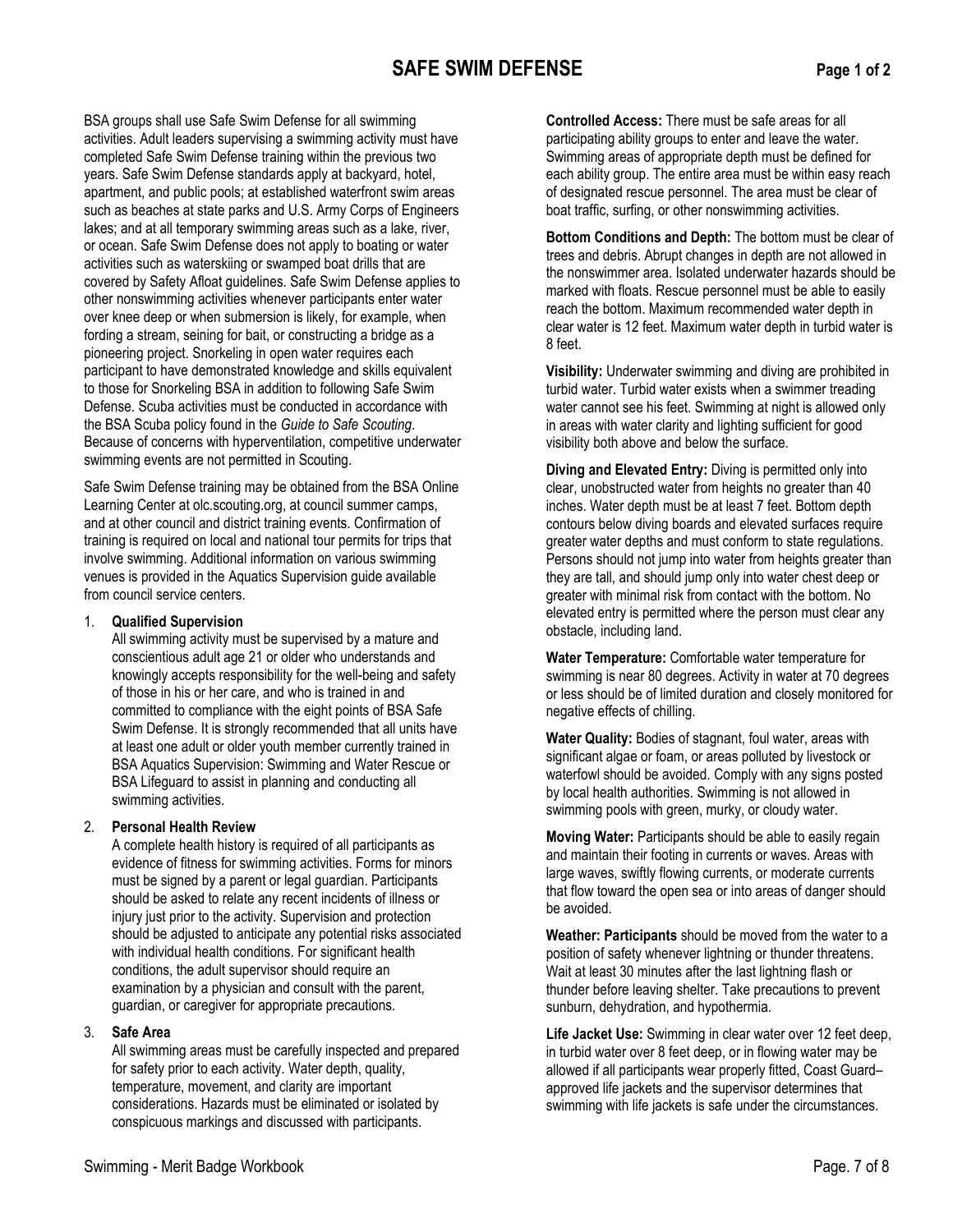# SAFE SWIM DEFENSE

BSA groups shall use Safe Swim Defense for all swimming activities. Adult leaders supervising a swimming activity must have completed Safe Swim Defense training within the previous two years. Safe Swim Defense standards apply at backyard, hotel, apartment, and public pools; at established waterfront swim areas such as beaches at state parks and U.S. Army Corps of Engineers lakes; and at all temporary swimming areas such as a lake, river, or ocean. Safe Swim Defense does not apply to boating or water activities such as waterskiing or swamped boat drills that are covered by Safety Afloat guidelines. Safe Swim Defense applies to other nonswimming activities whenever participants enter water over knee deep or when submersion is likely, for example, when fording a stream, seining for bait, or constructing a bridge as a pioneering project. Snorkeling in open water requires each participant to have demonstrated knowledge and skills equivalent to those for Snorkeling BSA in addition to following Safe Swim Defense. Scuba activities must be conducted in accordance with the BSA Scuba policy found in the *Guide to Safe Scouting*. Because of concerns with hyperventilation, competitive underwater swimming events are not permitted in Scouting.

Safe Swim Defense training may be obtained from the BSA Online Learning Center at olc.scouting.org, at council summer camps, and at other council and district training events. Confirmation of training is required on local and national tour permits for trips that involve swimming. Additional information on various swimming venues is provided in the Aquatics Supervision guide available from council service centers.

1. **Qualified Supervision**
   All swimming activity must be supervised by a mature and conscientious adult age 21 or older who understands and knowingly accepts responsibility for the well-being and safety of those in his or her care, and who is trained in and committed to compliance with the eight points of BSA Safe Swim Defense. It is strongly recommended that all units have at least one adult or older youth member currently trained in BSA Aquatics Supervision: Swimming and Water Rescue or BSA Lifeguard to assist in planning and conducting all swimming activities.

2. **Personal Health Review**
   A complete health history is required of all participants as evidence of fitness for swimming activities. Forms for minors must be signed by a parent or legal guardian. Participants should be asked to relate any recent incidents of illness or injury just prior to the activity. Supervision and protection should be adjusted to anticipate any potential risks associated with individual health conditions. For significant health conditions, the adult supervisor should require an examination by a physician and consult with the parent, guardian, or caregiver for appropriate precautions.

3. **Safe Area**
   All swimming areas must be carefully inspected and prepared for safety prior to each activity. Water depth, quality, temperature, movement, and clarity are important considerations. Hazards must be eliminated or isolated by conspicuous markings and discussed with participants.

**Controlled Access:** There must be safe areas for all participating ability groups to enter and leave the water. Swimming areas of appropriate depth must be defined for each ability group. The entire area must be within easy reach of designated rescue personnel. The area must be clear of boat traffic, surfing, or other nonswimming activities.

**Bottom Conditions and Depth:** The bottom must be clear of trees and debris. Abrupt changes in depth are not allowed in the nonswimmer area. Isolated underwater hazards should be marked with floats. Rescue personnel must be able to easily reach the bottom. Maximum recommended water depth in clear water is 12 feet. Maximum water depth in turbid water is 8 feet.

**Visibility:** Underwater swimming and diving are prohibited in turbid water. Turbid water exists when a swimmer treading water cannot see his feet. Swimming at night is allowed only in areas with water clarity and lighting sufficient for good visibility both above and below the surface.

**Diving and Elevated Entry:** Diving is permitted only into clear, unobstructed water from heights no greater than 40 inches. Water depth must be at least 7 feet. Bottom depth contours below diving boards and elevated surfaces require greater water depths and must conform to state regulations. Persons should not jump into water from heights greater than they are tall, and should jump only into water chest deep or greater with minimal risk from contact with the bottom. No elevated entry is permitted where the person must clear any obstacle, including land.

**Water Temperature:** Comfortable water temperature for swimming is near 80 degrees. Activity in water at 70 degrees or less should be of limited duration and closely monitored for negative effects of chilling.

**Water Quality:** Bodies of stagnant, foul water, areas with significant algae or foam, or areas polluted by livestock or waterfowl should be avoided. Comply with any signs posted by local health authorities. Swimming is not allowed in swimming pools with green, murky, or cloudy water.

**Moving Water:** Participants should be able to easily regain and maintain their footing in currents or waves. Areas with large waves, swiftly flowing currents, or moderate currents that flow toward the open sea or into areas of danger should be avoided.

**Weather: Participants** should be moved from the water to a position of safety whenever lightning or thunder threatens. Wait at least 30 minutes after the last lightning flash or thunder before leaving shelter. Take precautions to prevent sunburn, dehydration, and hypothermia.

**Life Jacket Use:** Swimming in clear water over 12 feet deep, in turbid water over 8 feet deep, or in flowing water may be allowed if all participants wear properly fitted, Coast Guard–approved life jackets and the supervisor determines that swimming with life jackets is safe under the circumstances.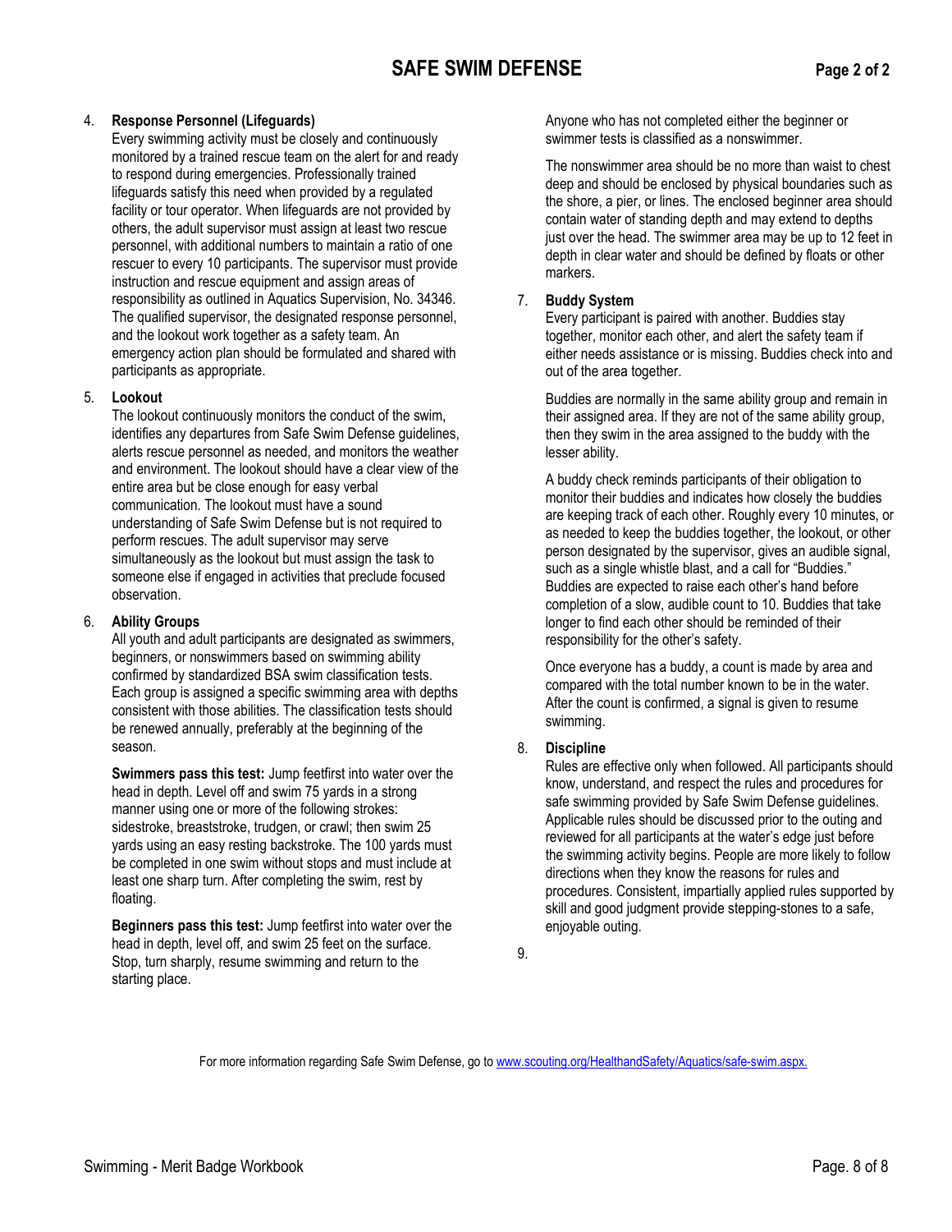# SAFE SWIM DEFENSE

4. **Response Personnel (Lifeguards)**
   Every swimming activity must be closely and continuously monitored by a trained rescue team on the alert for and ready to respond during emergencies. Professionally trained lifeguards satisfy this need when provided by a regulated facility or tour operator. When lifeguards are not provided by others, the adult supervisor must assign at least two rescue personnel, with additional numbers to maintain a ratio of one rescuer to every 10 participants. The supervisor must provide instruction and rescue equipment and assign areas of responsibility as outlined in Aquatics Supervision, No. 34346. The qualified supervisor, the designated response personnel, and the lookout work together as a safety team. An emergency action plan should be formulated and shared with participants as appropriate.

5. **Lookout**
   The lookout continuously monitors the conduct of the swim, identifies any departures from Safe Swim Defense guidelines, alerts rescue personnel as needed, and monitors the weather and environment. The lookout should have a clear view of the entire area but be close enough for easy verbal communication. The lookout must have a sound understanding of Safe Swim Defense but is not required to perform rescues. The adult supervisor may serve simultaneously as the lookout but must assign the task to someone else if engaged in activities that preclude focused observation.

6. **Ability Groups**
   All youth and adult participants are designated as swimmers, beginners, or nonswimmers based on swimming ability confirmed by standardized BSA swim classification tests. Each group is assigned a specific swimming area with depths consistent with those abilities. The classification tests should be renewed annually, preferably at the beginning of the season.

   **Swimmers pass this test:** Jump feetfirst into water over the head in depth. Level off and swim 75 yards in a strong manner using one or more of the following strokes: sidestroke, breaststroke, trudgen, or crawl; then swim 25 yards using an easy resting backstroke. The 100 yards must be completed in one swim without stops and must include at least one sharp turn. After completing the swim, rest by floating.

   **Beginners pass this test:** Jump feetfirst into water over the head in depth, level off, and swim 25 feet on the surface. Stop, turn sharply, resume swimming and return to the starting place.

   Anyone who has not completed either the beginner or swimmer tests is classified as a nonswimmer.

   The nonswimmer area should be no more than waist to chest deep and should be enclosed by physical boundaries such as the shore, a pier, or lines. The enclosed beginner area should contain water of standing depth and may extend to depths just over the head. The swimmer area may be up to 12 feet in depth in clear water and should be defined by floats or other markers.

7. **Buddy System**
   Every participant is paired with another. Buddies stay together, monitor each other, and alert the safety team if either needs assistance or is missing. Buddies check into and out of the area together.

   Buddies are normally in the same ability group and remain in their assigned area. If they are not of the same ability group, then they swim in the area assigned to the buddy with the lesser ability.

   A buddy check reminds participants of their obligation to monitor their buddies and indicates how closely the buddies are keeping track of each other. Roughly every 10 minutes, or as needed to keep the buddies together, the lookout, or other person designated by the supervisor, gives an audible signal, such as a single whistle blast, and a call for "Buddies." Buddies are expected to raise each other's hand before completion of a slow, audible count to 10. Buddies that take longer to find each other should be reminded of their responsibility for the other's safety.

   Once everyone has a buddy, a count is made by area and compared with the total number known to be in the water. After the count is confirmed, a signal is given to resume swimming.

8. **Discipline**
   Rules are effective only when followed. All participants should know, understand, and respect the rules and procedures for safe swimming provided by Safe Swim Defense guidelines. Applicable rules should be discussed prior to the outing and reviewed for all participants at the water's edge just before the swimming activity begins. People are more likely to follow directions when they know the reasons for rules and procedures. Consistent, impartially applied rules supported by skill and good judgment provide stepping-stones to a safe, enjoyable outing.

9. 

For more information regarding Safe Swim Defense, go to www.scouting.org/HealthandSafety/Aquatics/safe-swim.aspx.